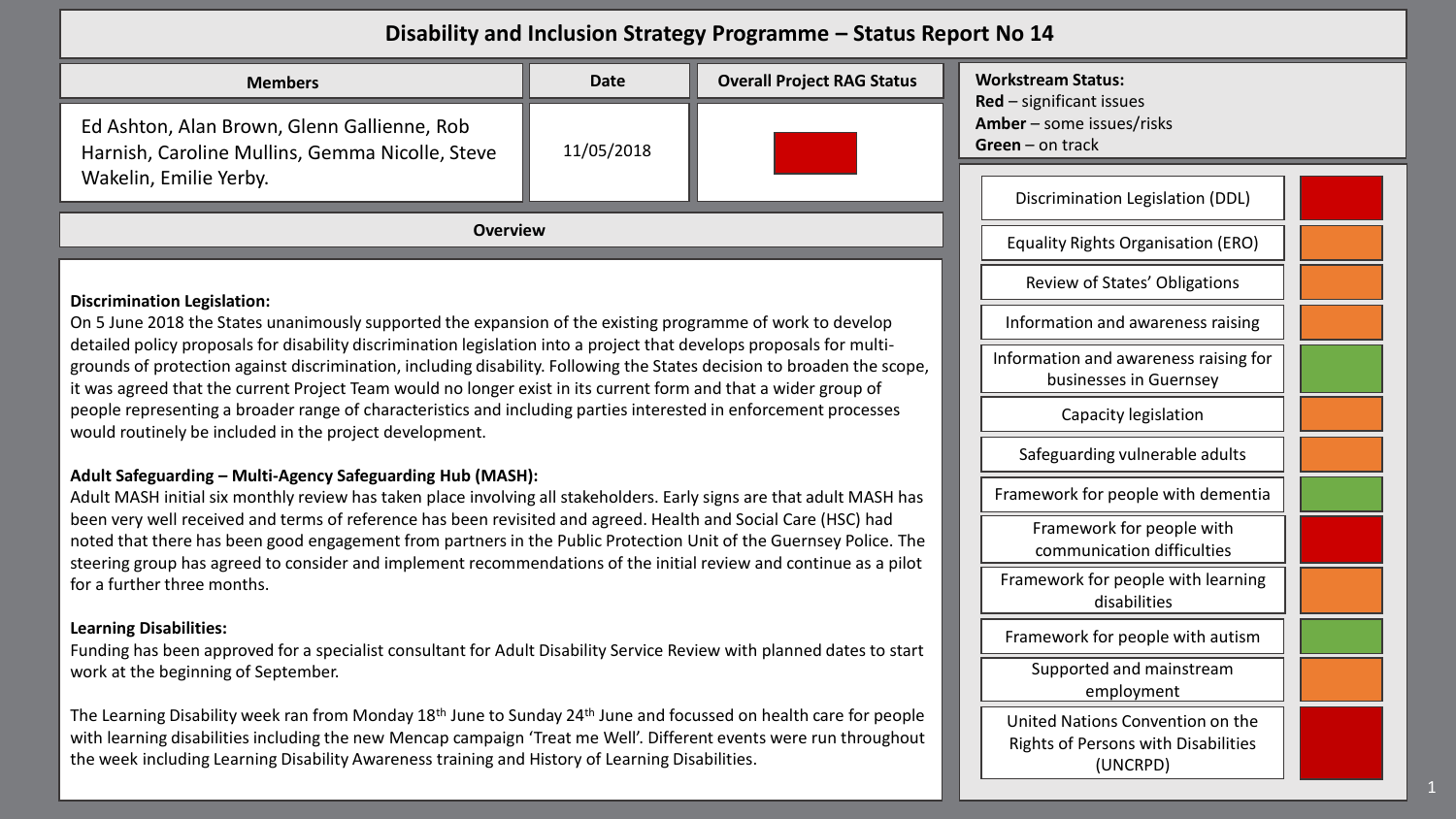# Disability and Inclusion Strategy Programme – Status Report No 14

| Members | Date | Overall Project RAG Status |
|---|---|---|
| Ed Ashton, Alan Brown, Glenn Gallienne, Rob Harnish, Caroline Mullins, Gemma Nicolle, Steve Wakelin, Emilie Yerby. | 11/05/2018 | Red |

## Overview

**Discrimination Legislation:**
On 5 June 2018 the States unanimously supported the expansion of the existing programme of work to develop detailed policy proposals for disability discrimination legislation into a project that develops proposals for multi-grounds of protection against discrimination, including disability. Following the States decision to broaden the scope, it was agreed that the current Project Team would no longer exist in its current form and that a wider group of people representing a broader range of characteristics and including parties interested in enforcement processes would routinely be included in the project development.

**Adult Safeguarding – Multi-Agency Safeguarding Hub (MASH):**
Adult MASH initial six monthly review has taken place involving all stakeholders. Early signs are that adult MASH has been very well received and terms of reference has been revisited and agreed. Health and Social Care (HSC) had noted that there has been good engagement from partners in the Public Protection Unit of the Guernsey Police. The steering group has agreed to consider and implement recommendations of the initial review and continue as a pilot for a further three months.

**Learning Disabilities:**
Funding has been approved for a specialist consultant for Adult Disability Service Review with planned dates to start work at the beginning of September.

The Learning Disability week ran from Monday 18th June to Sunday 24th June and focussed on health care for people with learning disabilities including the new Mencap campaign 'Treat me Well'. Different events were run throughout the week including Learning Disability Awareness training and History of Learning Disabilities.

## Workstream Status:

**Red** – significant issues
**Amber** – some issues/risks
**Green** – on track

| Workstream | Status |
|---|---|
| Discrimination Legislation (DDL) | Red |
| Equality Rights Organisation (ERO) | Amber |
| Review of States' Obligations | Amber |
| Information and awareness raising | Amber |
| Information and awareness raising for businesses in Guernsey | Green |
| Capacity legislation | Amber |
| Safeguarding vulnerable adults | Amber |
| Framework for people with dementia | Green |
| Framework for people with communication difficulties | Red |
| Framework for people with learning disabilities | Amber |
| Framework for people with autism | Green |
| Supported and mainstream employment | Amber |
| United Nations Convention on the Rights of Persons with Disabilities (UNCRPD) | Red |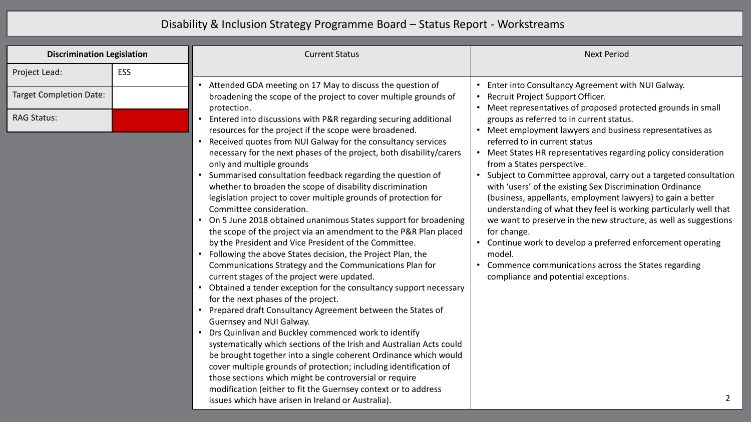# Disability & Inclusion Strategy Programme Board – Status Report - Workstreams

| **Discrimination Legislation** | |
| --- | --- |
| Project Lead: | ESS |
| Target Completion Date: | |
| RAG Status: | |

## Current Status

- Attended GDA meeting on 17 May to discuss the question of broadening the scope of the project to cover multiple grounds of protection.
- Entered into discussions with P&R regarding securing additional resources for the project if the scope were broadened.
- Received quotes from NUI Galway for the consultancy services necessary for the next phases of the project, both disability/carers only and multiple grounds
- Summarised consultation feedback regarding the question of whether to broaden the scope of disability discrimination legislation project to cover multiple grounds of protection for Committee consideration.
- On 5 June 2018 obtained unanimous States support for broadening the scope of the project via an amendment to the P&R Plan placed by the President and Vice President of the Committee.
- Following the above States decision, the Project Plan, the Communications Strategy and the Communications Plan for current stages of the project were updated.
- Obtained a tender exception for the consultancy support necessary for the next phases of the project.
- Prepared draft Consultancy Agreement between the States of Guernsey and NUI Galway.
- Drs Quinlivan and Buckley commenced work to identify systematically which sections of the Irish and Australian Acts could be brought together into a single coherent Ordinance which would cover multiple grounds of protection; including identification of those sections which might be controversial or require modification (either to fit the Guernsey context or to address issues which have arisen in Ireland or Australia).

## Next Period

- Enter into Consultancy Agreement with NUI Galway.
- Recruit Project Support Officer.
- Meet representatives of proposed protected grounds in small groups as referred to in current status.
- Meet employment lawyers and business representatives as referred to in current status
- Meet States HR representatives regarding policy consideration from a States perspective.
- Subject to Committee approval, carry out a targeted consultation with 'users' of the existing Sex Discrimination Ordinance (business, appellants, employment lawyers) to gain a better understanding of what they feel is working particularly well that we want to preserve in the new structure, as well as suggestions for change.
- Continue work to develop a preferred enforcement operating model.
- Commence communications across the States regarding compliance and potential exceptions.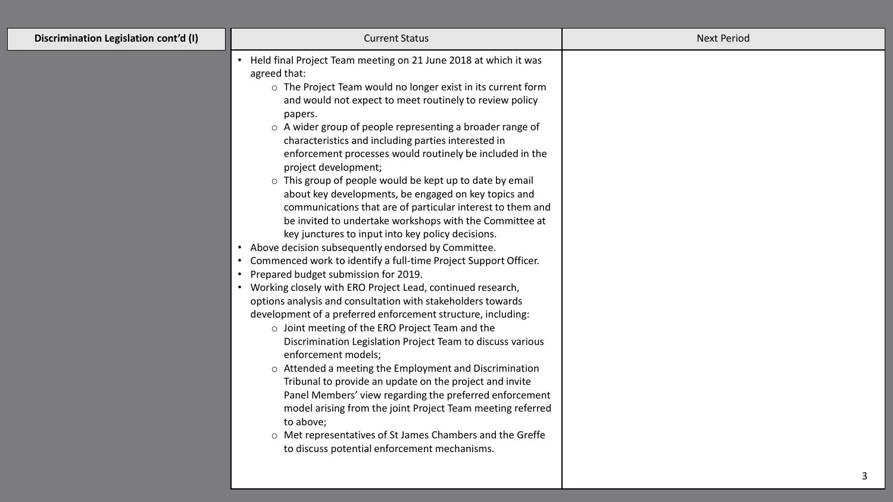| Discrimination Legislation cont'd (I) | Current Status | Next Period |
|---|---|---|
| | • Held final Project Team meeting on 21 June 2018 at which it was agreed that:<br>  ○ The Project Team would no longer exist in its current form and would not expect to meet routinely to review policy papers.<br>  ○ A wider group of people representing a broader range of characteristics and including parties interested in enforcement processes would routinely be included in the project development;<br>  ○ This group of people would be kept up to date by email about key developments, be engaged on key topics and communications that are of particular interest to them and be invited to undertake workshops with the Committee at key junctures to input into key policy decisions.<br>• Above decision subsequently endorsed by Committee.<br>• Commenced work to identify a full-time Project Support Officer.<br>• Prepared budget submission for 2019.<br>• Working closely with ERO Project Lead, continued research, options analysis and consultation with stakeholders towards development of a preferred enforcement structure, including:<br>  ○ Joint meeting of the ERO Project Team and the Discrimination Legislation Project Team to discuss various enforcement models;<br>  ○ Attended a meeting the Employment and Discrimination Tribunal to provide an update on the project and invite Panel Members' view regarding the preferred enforcement model arising from the joint Project Team meeting referred to above;<br>  ○ Met representatives of St James Chambers and the Greffe to discuss potential enforcement mechanisms. | |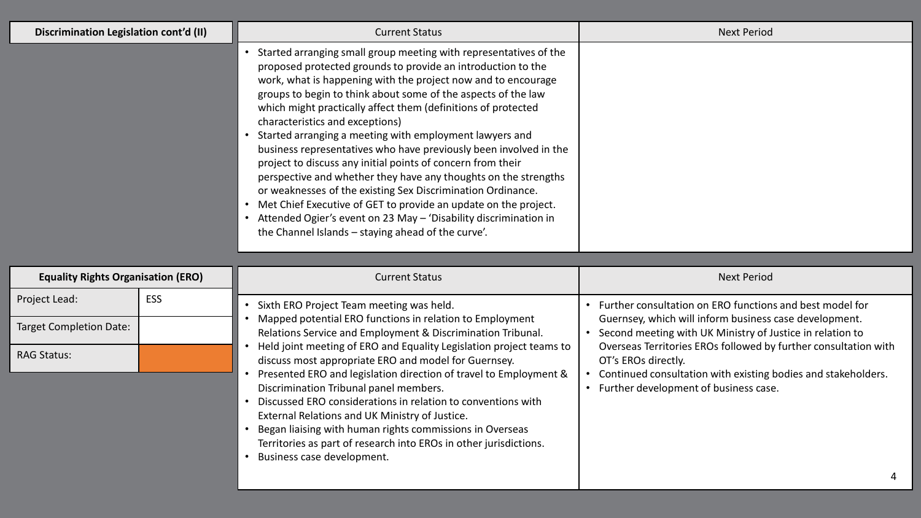| Discrimination Legislation cont'd (II) | Current Status | Next Period |
|---|---|---|
| | • Started arranging small group meeting with representatives of the proposed protected grounds to provide an introduction to the work, what is happening with the project now and to encourage groups to begin to think about some of the aspects of the law which might practically affect them (definitions of protected characteristics and exceptions)<br>• Started arranging a meeting with employment lawyers and business representatives who have previously been involved in the project to discuss any initial points of concern from their perspective and whether they have any thoughts on the strengths or weaknesses of the existing Sex Discrimination Ordinance.<br>• Met Chief Executive of GET to provide an update on the project.<br>• Attended Ogier's event on 23 May – 'Disability discrimination in the Channel Islands – staying ahead of the curve'. | |

| Equality Rights Organisation (ERO) | | Current Status | Next Period |
|---|---|---|---|
| Project Lead: | ESS | • Sixth ERO Project Team meeting was held.<br>• Mapped potential ERO functions in relation to Employment Relations Service and Employment & Discrimination Tribunal.<br>• Held joint meeting of ERO and Equality Legislation project teams to discuss most appropriate ERO and model for Guernsey.<br>• Presented ERO and legislation direction of travel to Employment & Discrimination Tribunal panel members.<br>• Discussed ERO considerations in relation to conventions with External Relations and UK Ministry of Justice.<br>• Began liaising with human rights commissions in Overseas Territories as part of research into EROs in other jurisdictions.<br>• Business case development. | • Further consultation on ERO functions and best model for Guernsey, which will inform business case development.<br>• Second meeting with UK Ministry of Justice in relation to Overseas Territories EROs followed by further consultation with OT's EROs directly.<br>• Continued consultation with existing bodies and stakeholders.<br>• Further development of business case. |
| Target Completion Date: | | | |
| RAG Status: | (Orange) | | |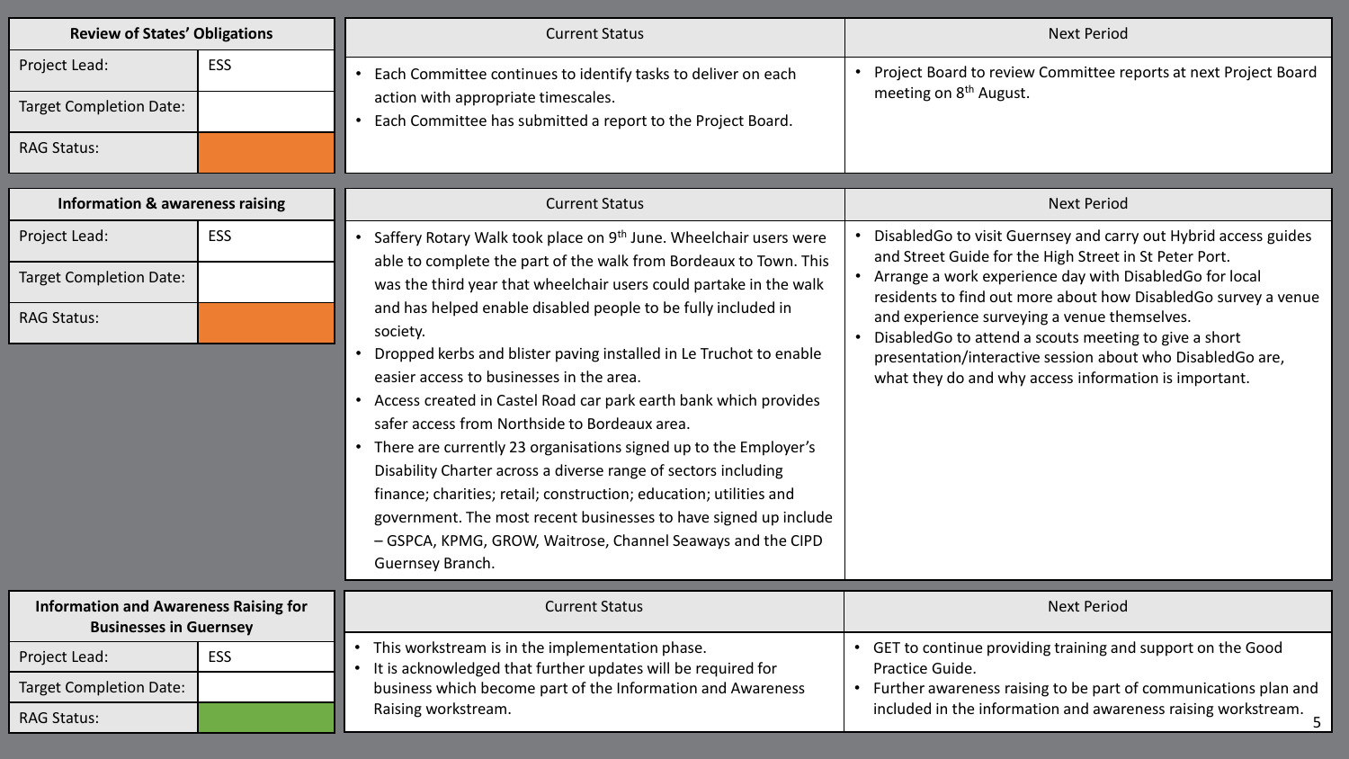| Review of States' Obligations | | Current Status | Next Period |
|---|---|---|---|
| Project Lead: | ESS | • Each Committee continues to identify tasks to deliver on each action with appropriate timescales.<br>• Each Committee has submitted a report to the Project Board. | • Project Board to review Committee reports at next Project Board meeting on 8th August. |
| Target Completion Date: | | | |
| RAG Status: | | | |

| Information & awareness raising | | Current Status | Next Period |
|---|---|---|---|
| Project Lead: | ESS | • Saffery Rotary Walk took place on 9th June. Wheelchair users were able to complete the part of the walk from Bordeaux to Town. This was the third year that wheelchair users could partake in the walk and has helped enable disabled people to be fully included in society.<br>• Dropped kerbs and blister paving installed in Le Truchot to enable easier access to businesses in the area.<br>• Access created in Castel Road car park earth bank which provides safer access from Northside to Bordeaux area.<br>• There are currently 23 organisations signed up to the Employer's Disability Charter across a diverse range of sectors including finance; charities; retail; construction; education; utilities and government. The most recent businesses to have signed up include – GSPCA, KPMG, GROW, Waitrose, Channel Seaways and the CIPD Guernsey Branch. | • DisabledGo to visit Guernsey and carry out Hybrid access guides and Street Guide for the High Street in St Peter Port.<br>• Arrange a work experience day with DisabledGo for local residents to find out more about how DisabledGo survey a venue and experience surveying a venue themselves.<br>• DisabledGo to attend a scouts meeting to give a short presentation/interactive session about who DisabledGo are, what they do and why access information is important. |
| Target Completion Date: | | | |
| RAG Status: | | | |

| Information and Awareness Raising for Businesses in Guernsey | | Current Status | Next Period |
|---|---|---|---|
| Project Lead: | ESS | • This workstream is in the implementation phase.<br>• It is acknowledged that further updates will be required for business which become part of the Information and Awareness Raising workstream. | • GET to continue providing training and support on the Good Practice Guide.<br>• Further awareness raising to be part of communications plan and included in the information and awareness raising workstream. |
| Target Completion Date: | | | |
| RAG Status: | | | |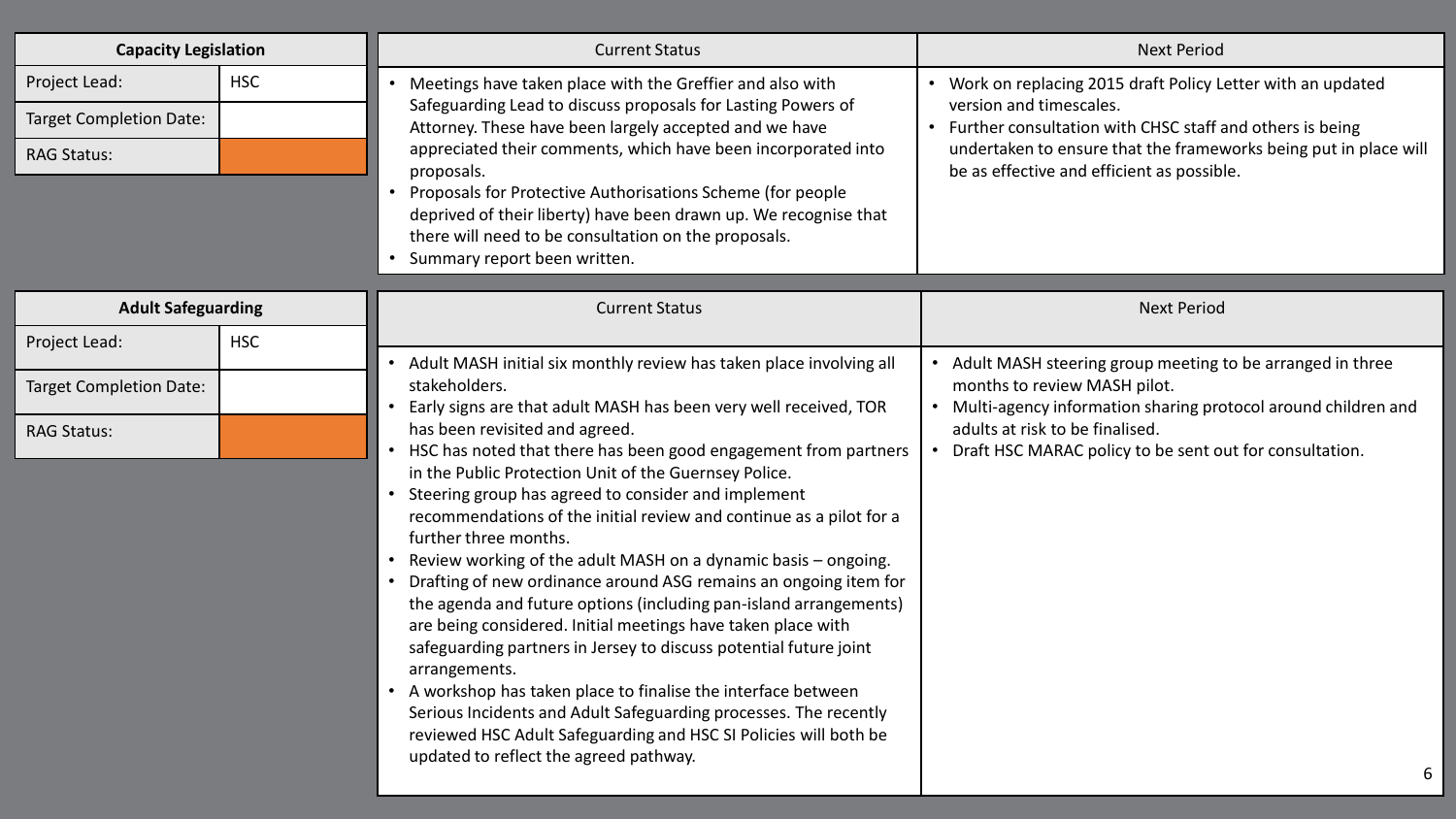## Capacity Legislation

| Capacity Legislation | |
|---|---|
| Project Lead: | HSC |
| Target Completion Date: | |
| RAG Status: | |

| Current Status | Next Period |
|---|---|
| • Meetings have taken place with the Greffier and also with Safeguarding Lead to discuss proposals for Lasting Powers of Attorney. These have been largely accepted and we have appreciated their comments, which have been incorporated into proposals.<br>• Proposals for Protective Authorisations Scheme (for people deprived of their liberty) have been drawn up. We recognise that there will need to be consultation on the proposals.<br>• Summary report been written. | • Work on replacing 2015 draft Policy Letter with an updated version and timescales.<br>• Further consultation with CHSC staff and others is being undertaken to ensure that the frameworks being put in place will be as effective and efficient as possible. |

## Adult Safeguarding

| Adult Safeguarding | |
|---|---|
| Project Lead: | HSC |
| Target Completion Date: | |
| RAG Status: | |

| Current Status | Next Period |
|---|---|
| • Adult MASH initial six monthly review has taken place involving all stakeholders.<br>• Early signs are that adult MASH has been very well received, TOR has been revisited and agreed.<br>• HSC has noted that there has been good engagement from partners in the Public Protection Unit of the Guernsey Police.<br>• Steering group has agreed to consider and implement recommendations of the initial review and continue as a pilot for a further three months.<br>• Review working of the adult MASH on a dynamic basis – ongoing.<br>• Drafting of new ordinance around ASG remains an ongoing item for the agenda and future options (including pan-island arrangements) are being considered. Initial meetings have taken place with safeguarding partners in Jersey to discuss potential future joint arrangements.<br>• A workshop has taken place to finalise the interface between Serious Incidents and Adult Safeguarding processes. The recently reviewed HSC Adult Safeguarding and HSC SI Policies will both be updated to reflect the agreed pathway. | • Adult MASH steering group meeting to be arranged in three months to review MASH pilot.<br>• Multi-agency information sharing protocol around children and adults at risk to be finalised.<br>• Draft HSC MARAC policy to be sent out for consultation. |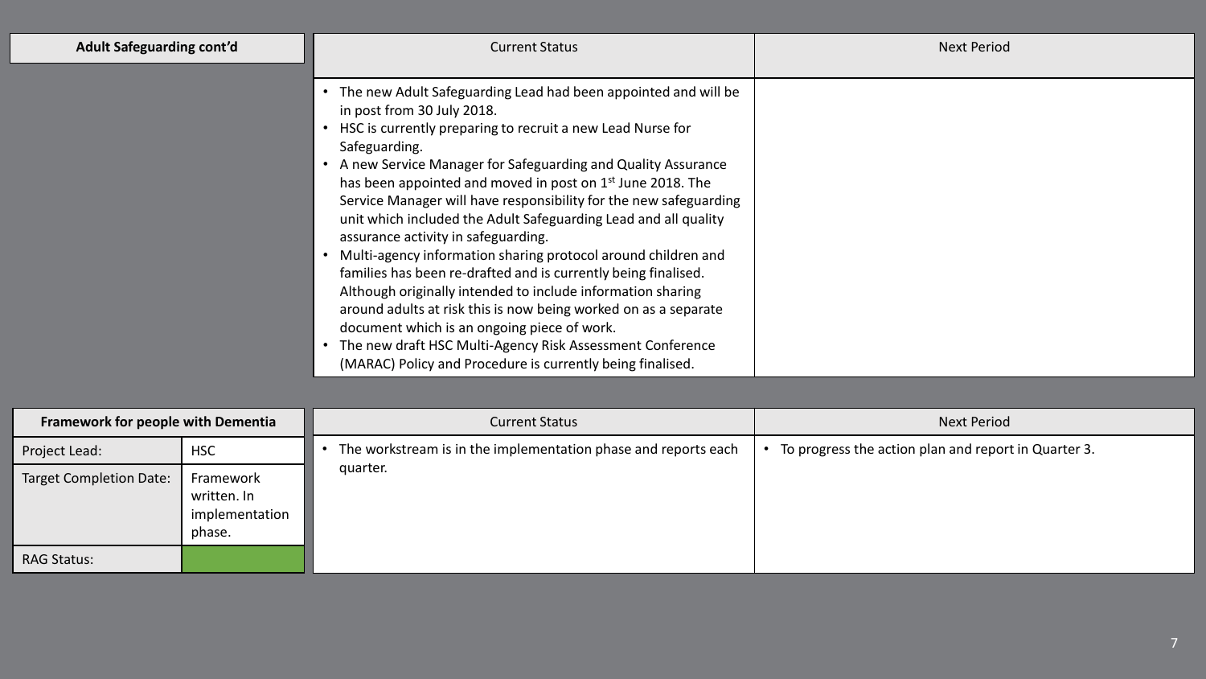| Adult Safeguarding cont'd | Current Status | Next Period |
|---|---|---|
| | • The new Adult Safeguarding Lead had been appointed and will be in post from 30 July 2018.<br>• HSC is currently preparing to recruit a new Lead Nurse for Safeguarding.<br>• A new Service Manager for Safeguarding and Quality Assurance has been appointed and moved in post on 1st June 2018. The Service Manager will have responsibility for the new safeguarding unit which included the Adult Safeguarding Lead and all quality assurance activity in safeguarding.<br>• Multi-agency information sharing protocol around children and families has been re-drafted and is currently being finalised. Although originally intended to include information sharing around adults at risk this is now being worked on as a separate document which is an ongoing piece of work.<br>• The new draft HSC Multi-Agency Risk Assessment Conference (MARAC) Policy and Procedure is currently being finalised. | |

| Framework for people with Dementia | | Current Status | Next Period |
|---|---|---|---|
| Project Lead: | HSC | • The workstream is in the implementation phase and reports each quarter. | • To progress the action plan and report in Quarter 3. |
| Target Completion Date: | Framework written. In implementation phase. | | |
| RAG Status: | Green | | |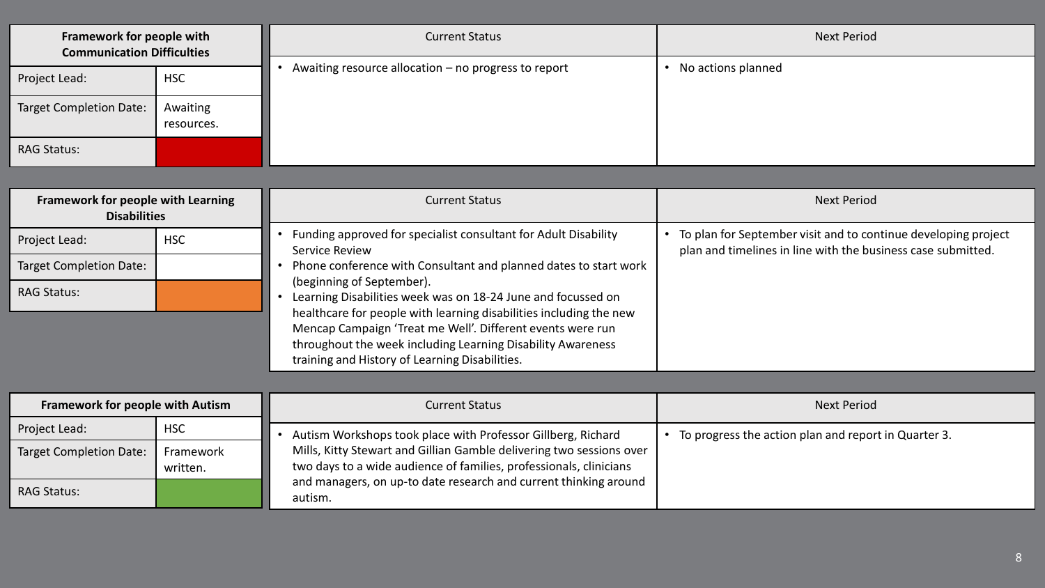## Framework for people with Communication Difficulties

| | |
|---|---|
| Project Lead: | HSC |
| Target Completion Date: | Awaiting resources. |
| RAG Status: | Red |

| Current Status | Next Period |
|---|---|
| • Awaiting resource allocation – no progress to report | • No actions planned |

## Framework for people with Learning Disabilities

| | |
|---|---|
| Project Lead: | HSC |
| Target Completion Date: | |
| RAG Status: | Amber |

| Current Status | Next Period |
|---|---|
| • Funding approved for specialist consultant for Adult Disability Service Review<br>• Phone conference with Consultant and planned dates to start work (beginning of September).<br>• Learning Disabilities week was on 18-24 June and focussed on healthcare for people with learning disabilities including the new Mencap Campaign 'Treat me Well'. Different events were run throughout the week including Learning Disability Awareness training and History of Learning Disabilities. | • To plan for September visit and to continue developing project plan and timelines in line with the business case submitted. |

## Framework for people with Autism

| | |
|---|---|
| Project Lead: | HSC |
| Target Completion Date: | Framework written. |
| RAG Status: | Green |

| Current Status | Next Period |
|---|---|
| • Autism Workshops took place with Professor Gillberg, Richard Mills, Kitty Stewart and Gillian Gamble delivering two sessions over two days to a wide audience of families, professionals, clinicians and managers, on up-to date research and current thinking around autism. | • To progress the action plan and report in Quarter 3. |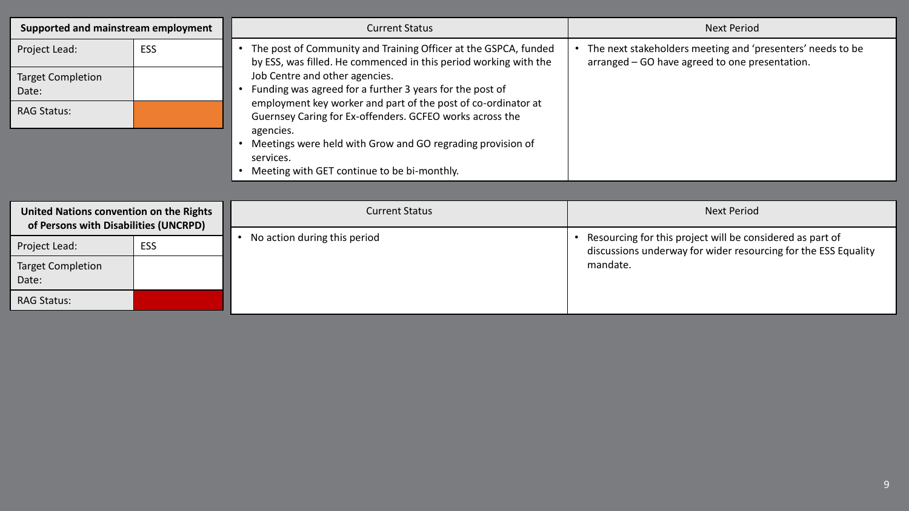| Supported and mainstream employment | |
| --- | --- |
| Project Lead: | ESS |
| Target Completion Date: | |
| RAG Status: | |

| Current Status | Next Period |
| --- | --- |
| • The post of Community and Training Officer at the GSPCA, funded by ESS, was filled. He commenced in this period working with the Job Centre and other agencies.<br>• Funding was agreed for a further 3 years for the post of employment key worker and part of the post of co-ordinator at Guernsey Caring for Ex-offenders. GCFEO works across the agencies.<br>• Meetings were held with Grow and GO regrading provision of services.<br>• Meeting with GET continue to be bi-monthly. | • The next stakeholders meeting and 'presenters' needs to be arranged – GO have agreed to one presentation. |

| United Nations convention on the Rights of Persons with Disabilities (UNCRPD) | |
| --- | --- |
| Project Lead: | ESS |
| Target Completion Date: | |
| RAG Status: | |

| Current Status | Next Period |
| --- | --- |
| • No action during this period | • Resourcing for this project will be considered as part of discussions underway for wider resourcing for the ESS Equality mandate. |